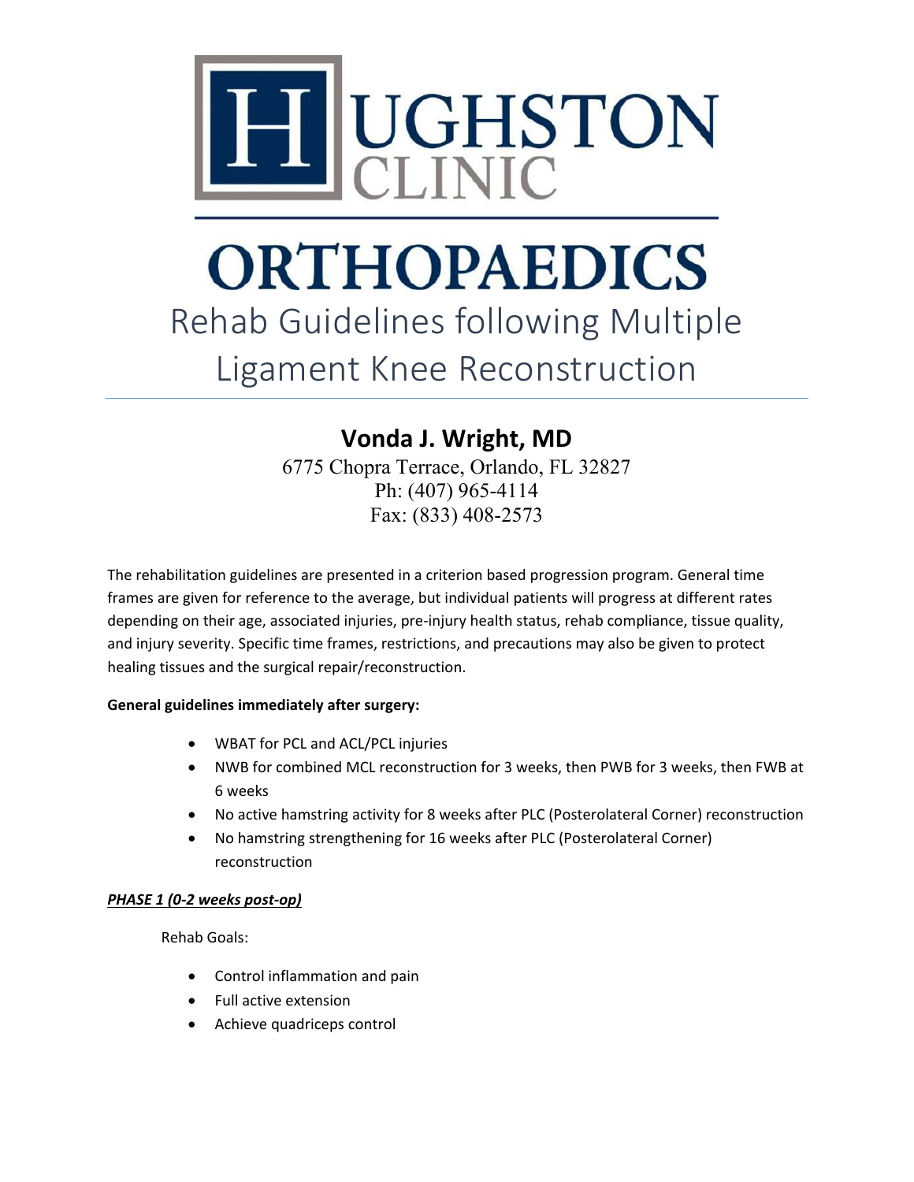# HUGHSTON CLINIC

# ORTHOPAEDICS

# Rehab Guidelines following Multiple Ligament Knee Reconstruction

## Vonda J. Wright, MD

6775 Chopra Terrace, Orlando, FL 32827
Ph: (407) 965-4114
Fax: (833) 408-2573

The rehabilitation guidelines are presented in a criterion based progression program. General time frames are given for reference to the average, but individual patients will progress at different rates depending on their age, associated injuries, pre-injury health status, rehab compliance, tissue quality, and injury severity. Specific time frames, restrictions, and precautions may also be given to protect healing tissues and the surgical repair/reconstruction.

**General guidelines immediately after surgery:**

- WBAT for PCL and ACL/PCL injuries
- NWB for combined MCL reconstruction for 3 weeks, then PWB for 3 weeks, then FWB at 6 weeks
- No active hamstring activity for 8 weeks after PLC (Posterolateral Corner) reconstruction
- No hamstring strengthening for 16 weeks after PLC (Posterolateral Corner) reconstruction

***PHASE 1 (0-2 weeks post-op)***

Rehab Goals:

- Control inflammation and pain
- Full active extension
- Achieve quadriceps control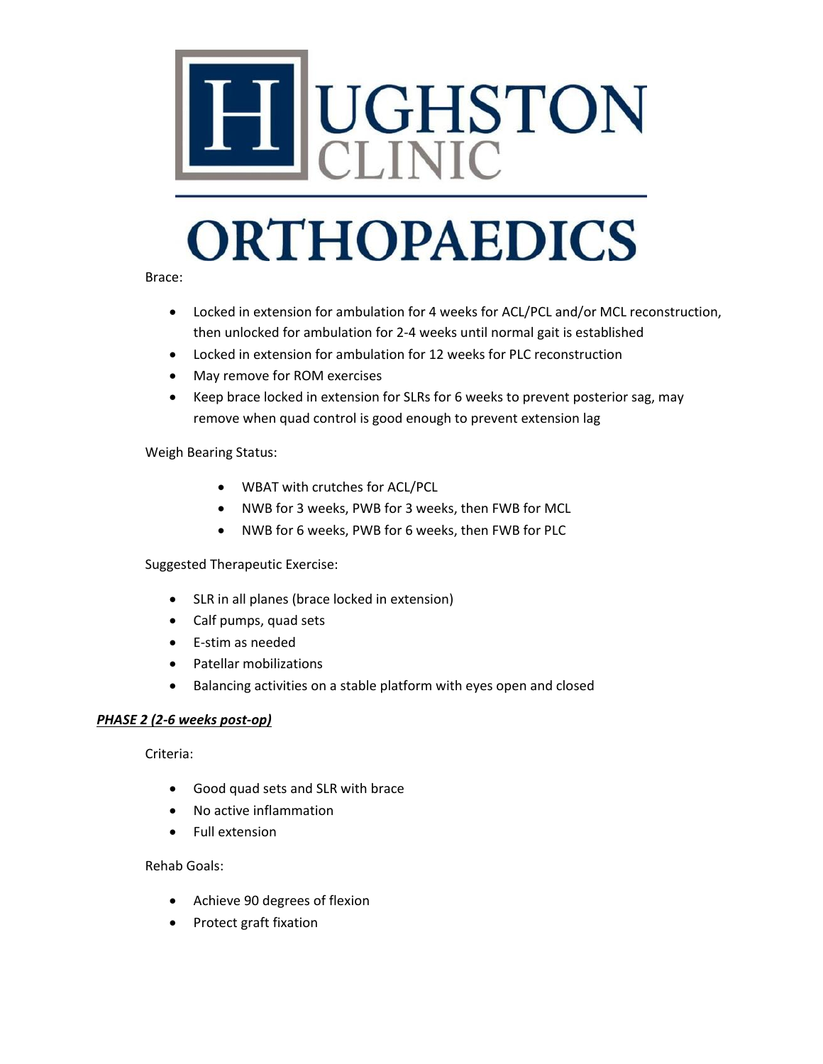Brace:

- Locked in extension for ambulation for 4 weeks for ACL/PCL and/or MCL reconstruction, then unlocked for ambulation for 2-4 weeks until normal gait is established
- Locked in extension for ambulation for 12 weeks for PLC reconstruction
- May remove for ROM exercises
- Keep brace locked in extension for SLRs for 6 weeks to prevent posterior sag, may remove when quad control is good enough to prevent extension lag

Weigh Bearing Status:

- WBAT with crutches for ACL/PCL
- NWB for 3 weeks, PWB for 3 weeks, then FWB for MCL
- NWB for 6 weeks, PWB for 6 weeks, then FWB for PLC

Suggested Therapeutic Exercise:

- SLR in all planes (brace locked in extension)
- Calf pumps, quad sets
- E-stim as needed
- Patellar mobilizations
- Balancing activities on a stable platform with eyes open and closed

***PHASE 2 (2-6 weeks post-op)***

Criteria:

- Good quad sets and SLR with brace
- No active inflammation
- Full extension

Rehab Goals:

- Achieve 90 degrees of flexion
- Protect graft fixation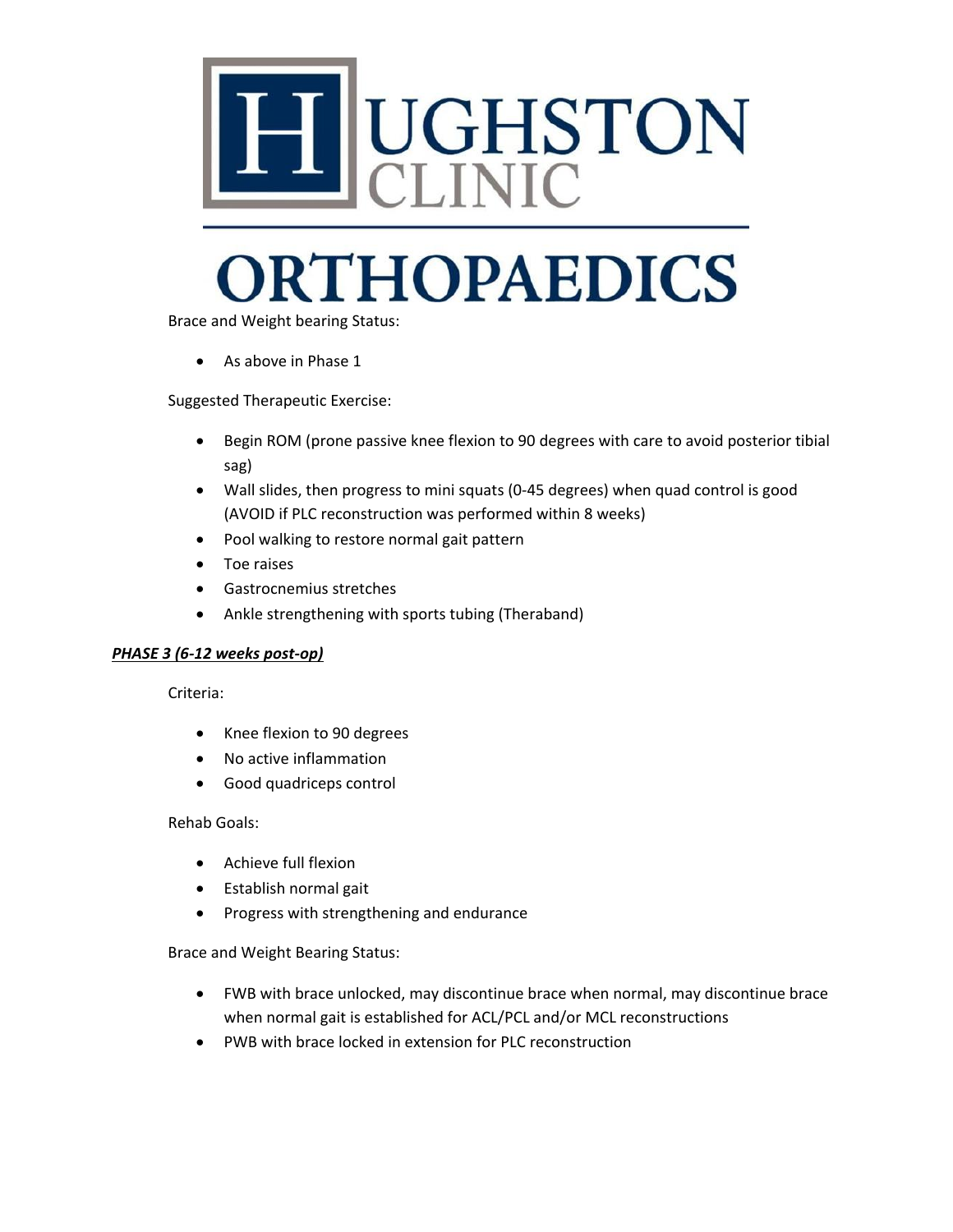Brace and Weight bearing Status:

- As above in Phase 1

Suggested Therapeutic Exercise:

- Begin ROM (prone passive knee flexion to 90 degrees with care to avoid posterior tibial sag)
- Wall slides, then progress to mini squats (0-45 degrees) when quad control is good (AVOID if PLC reconstruction was performed within 8 weeks)
- Pool walking to restore normal gait pattern
- Toe raises
- Gastrocnemius stretches
- Ankle strengthening with sports tubing (Theraband)

***PHASE 3 (6-12 weeks post-op)***

Criteria:

- Knee flexion to 90 degrees
- No active inflammation
- Good quadriceps control

Rehab Goals:

- Achieve full flexion
- Establish normal gait
- Progress with strengthening and endurance

Brace and Weight Bearing Status:

- FWB with brace unlocked, may discontinue brace when normal, may discontinue brace when normal gait is established for ACL/PCL and/or MCL reconstructions
- PWB with brace locked in extension for PLC reconstruction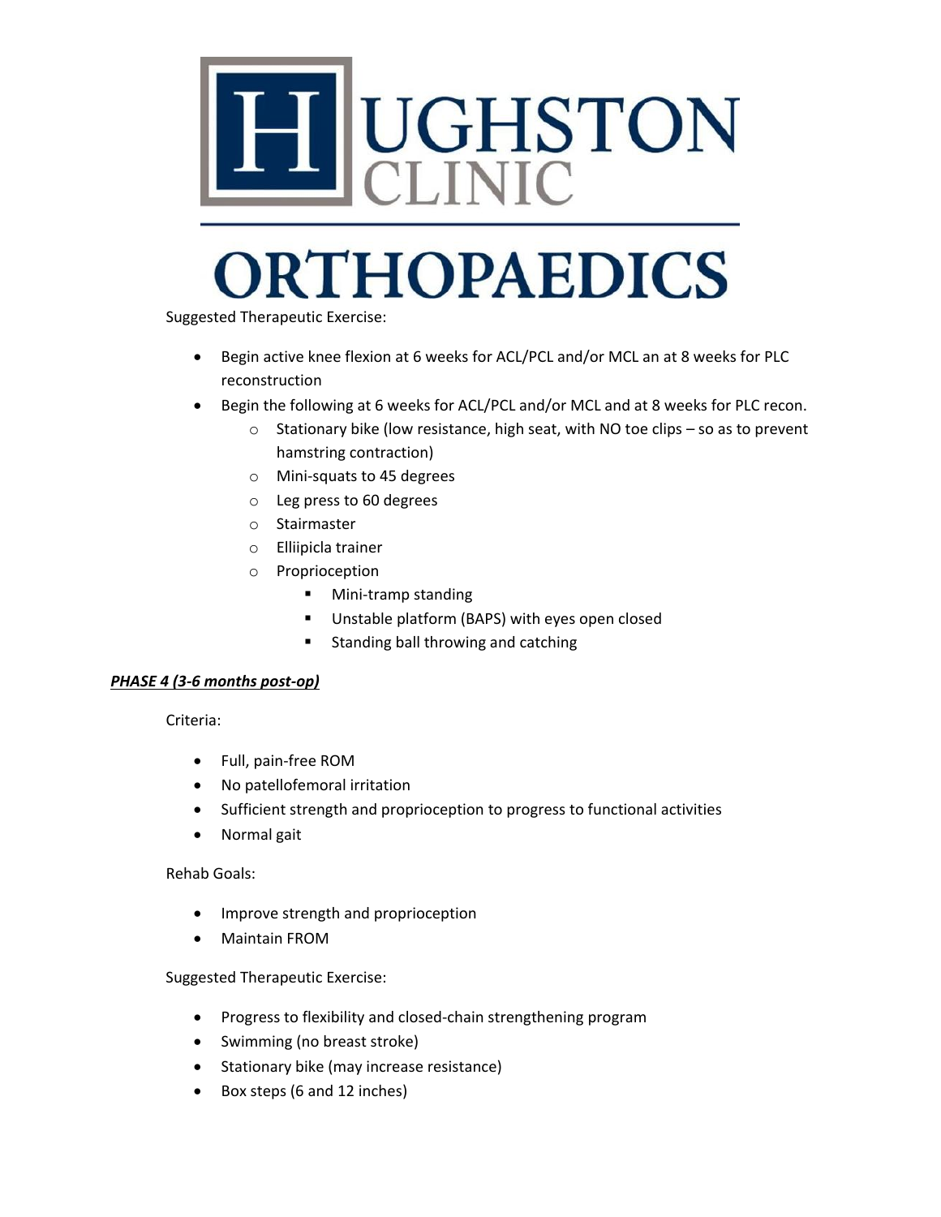Suggested Therapeutic Exercise:

- Begin active knee flexion at 6 weeks for ACL/PCL and/or MCL an at 8 weeks for PLC reconstruction
- Begin the following at 6 weeks for ACL/PCL and/or MCL and at 8 weeks for PLC recon.
  - Stationary bike (low resistance, high seat, with NO toe clips – so as to prevent hamstring contraction)
  - Mini-squats to 45 degrees
  - Leg press to 60 degrees
  - Stairmaster
  - Elliipicla trainer
  - Proprioception
    - Mini-tramp standing
    - Unstable platform (BAPS) with eyes open closed
    - Standing ball throwing and catching

***PHASE 4 (3-6 months post-op)***

Criteria:

- Full, pain-free ROM
- No patellofemoral irritation
- Sufficient strength and proprioception to progress to functional activities
- Normal gait

Rehab Goals:

- Improve strength and proprioception
- Maintain FROM

Suggested Therapeutic Exercise:

- Progress to flexibility and closed-chain strengthening program
- Swimming (no breast stroke)
- Stationary bike (may increase resistance)
- Box steps (6 and 12 inches)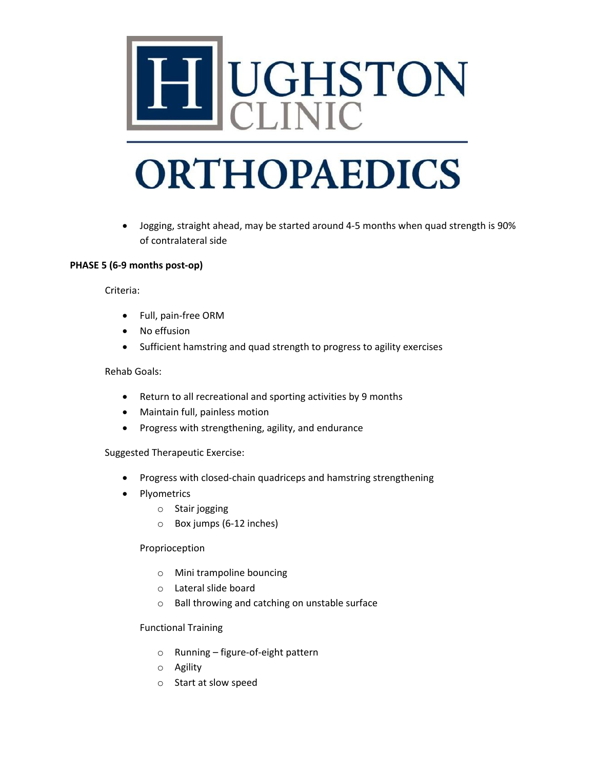- Jogging, straight ahead, may be started around 4-5 months when quad strength is 90% of contralateral side

**PHASE 5 (6-9 months post-op)**

Criteria:

- Full, pain-free ORM
- No effusion
- Sufficient hamstring and quad strength to progress to agility exercises

Rehab Goals:

- Return to all recreational and sporting activities by 9 months
- Maintain full, painless motion
- Progress with strengthening, agility, and endurance

Suggested Therapeutic Exercise:

- Progress with closed-chain quadriceps and hamstring strengthening
- Plyometrics
  - Stair jogging
  - Box jumps (6-12 inches)

Proprioception

- Mini trampoline bouncing
- Lateral slide board
- Ball throwing and catching on unstable surface

Functional Training

- Running – figure-of-eight pattern
- Agility
- Start at slow speed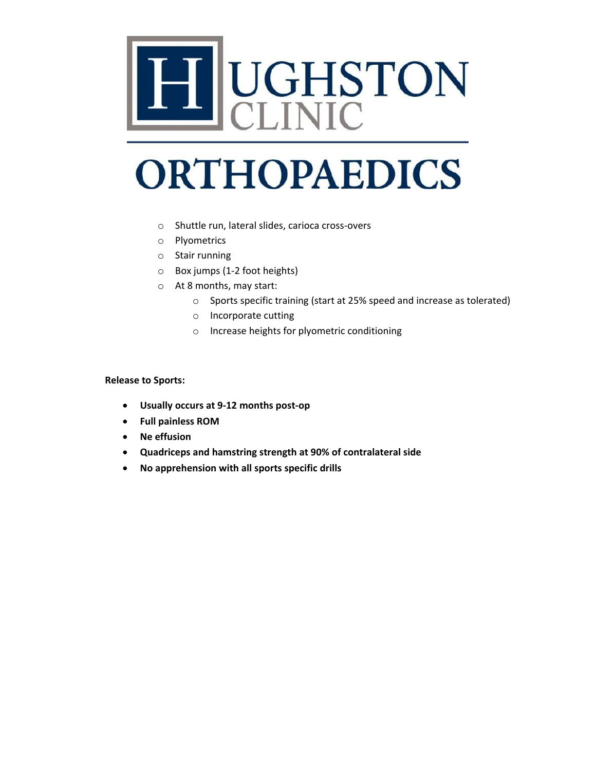- Shuttle run, lateral slides, carioca cross-overs
- Plyometrics
- Stair running
- Box jumps (1-2 foot heights)
- At 8 months, may start:
  - Sports specific training (start at 25% speed and increase as tolerated)
  - Incorporate cutting
  - Increase heights for plyometric conditioning

**Release to Sports:**

- **Usually occurs at 9-12 months post-op**
- **Full painless ROM**
- **Ne effusion**
- **Quadriceps and hamstring strength at 90% of contralateral side**
- **No apprehension with all sports specific drills**